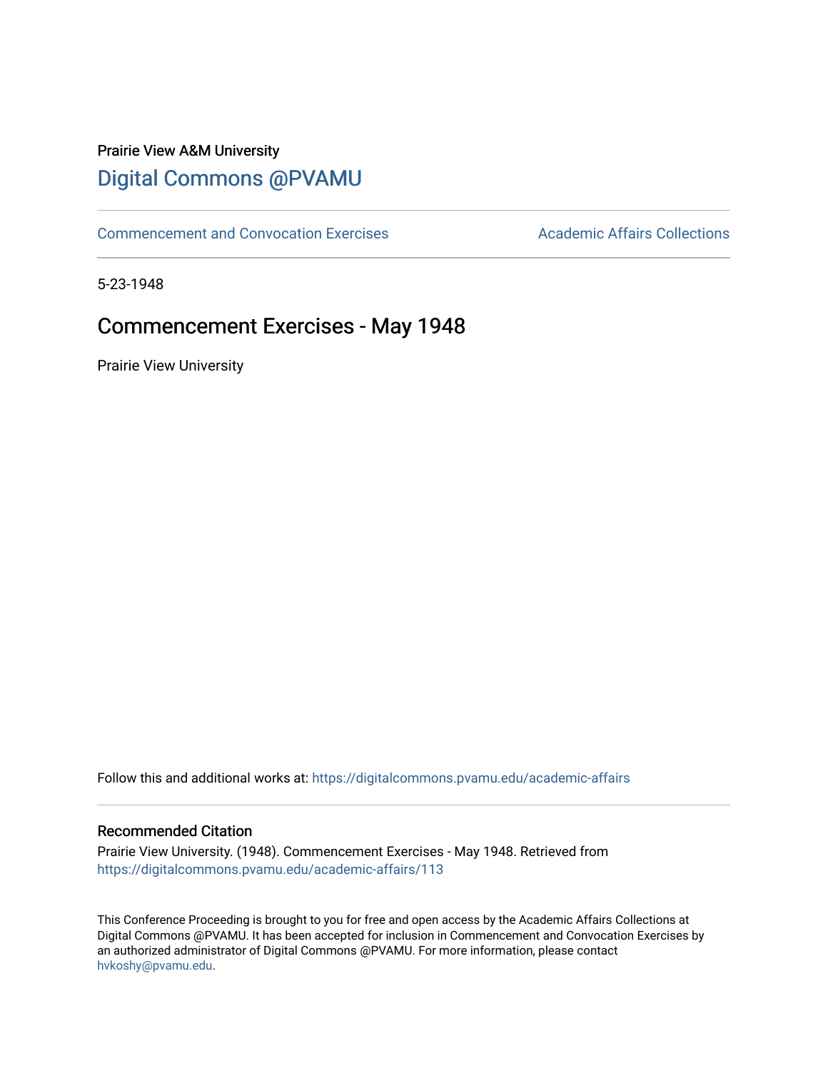Prairie View A&M University

## Digital Commons @PVAMU

Commencement and Convocation Exercises | Academic Affairs Collections

5-23-1948

# Commencement Exercises - May 1948

Prairie View University

Follow this and additional works at: https://digitalcommons.pvamu.edu/academic-affairs

### Recommended Citation

Prairie View University. (1948). Commencement Exercises - May 1948. Retrieved from https://digitalcommons.pvamu.edu/academic-affairs/113

This Conference Proceeding is brought to you for free and open access by the Academic Affairs Collections at Digital Commons @PVAMU. It has been accepted for inclusion in Commencement and Convocation Exercises by an authorized administrator of Digital Commons @PVAMU. For more information, please contact hvkoshy@pvamu.edu.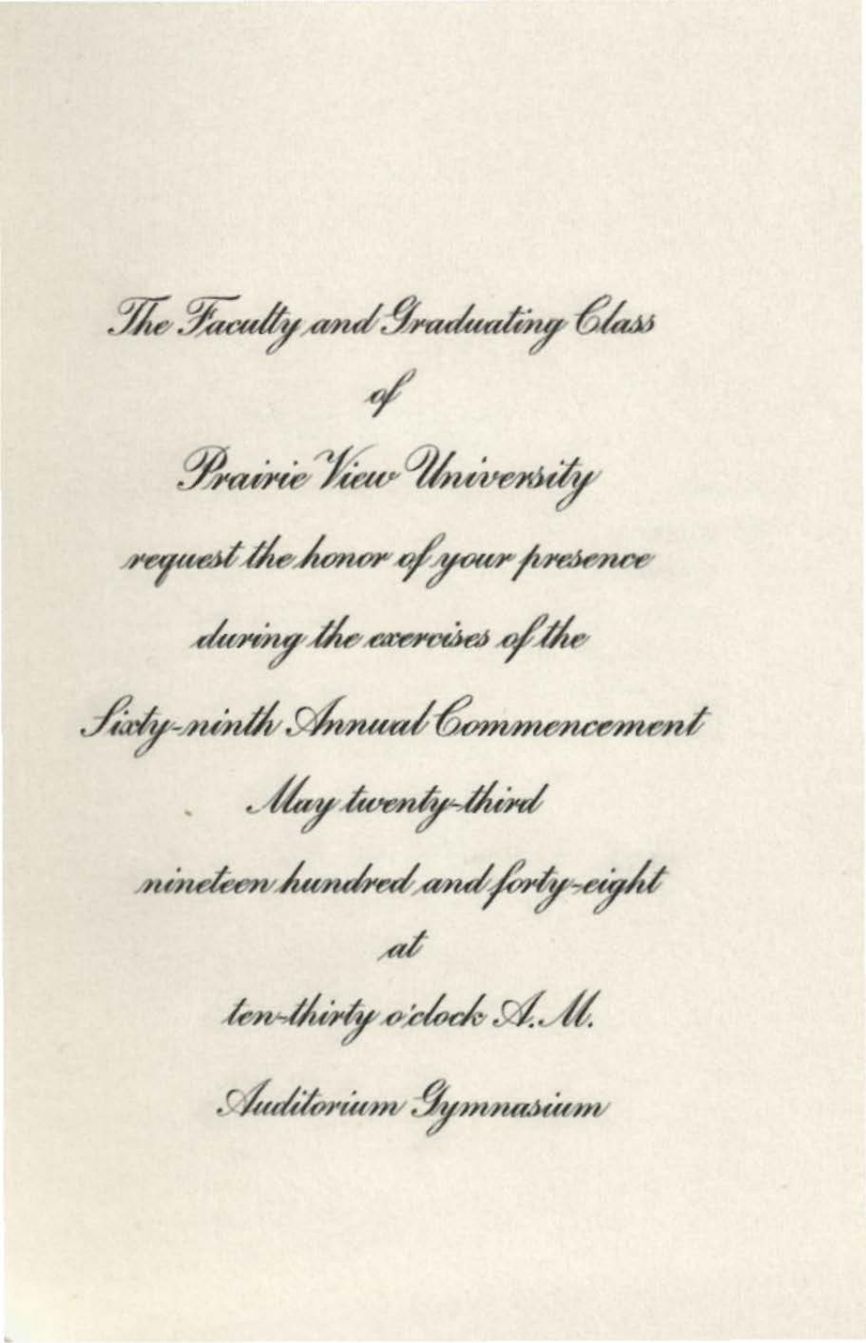*The Faculty and Graduating Class*

*of*

*Prairie View University*

*request the honor of your presence*

*during the exercises of the*

*Sixty-ninth Annual Commencement*

*May twenty-third*

*nineteen hundred and forty-eight*

*at*

*ten-thirty o'clock A.M.*

*Auditorium Gymnasium*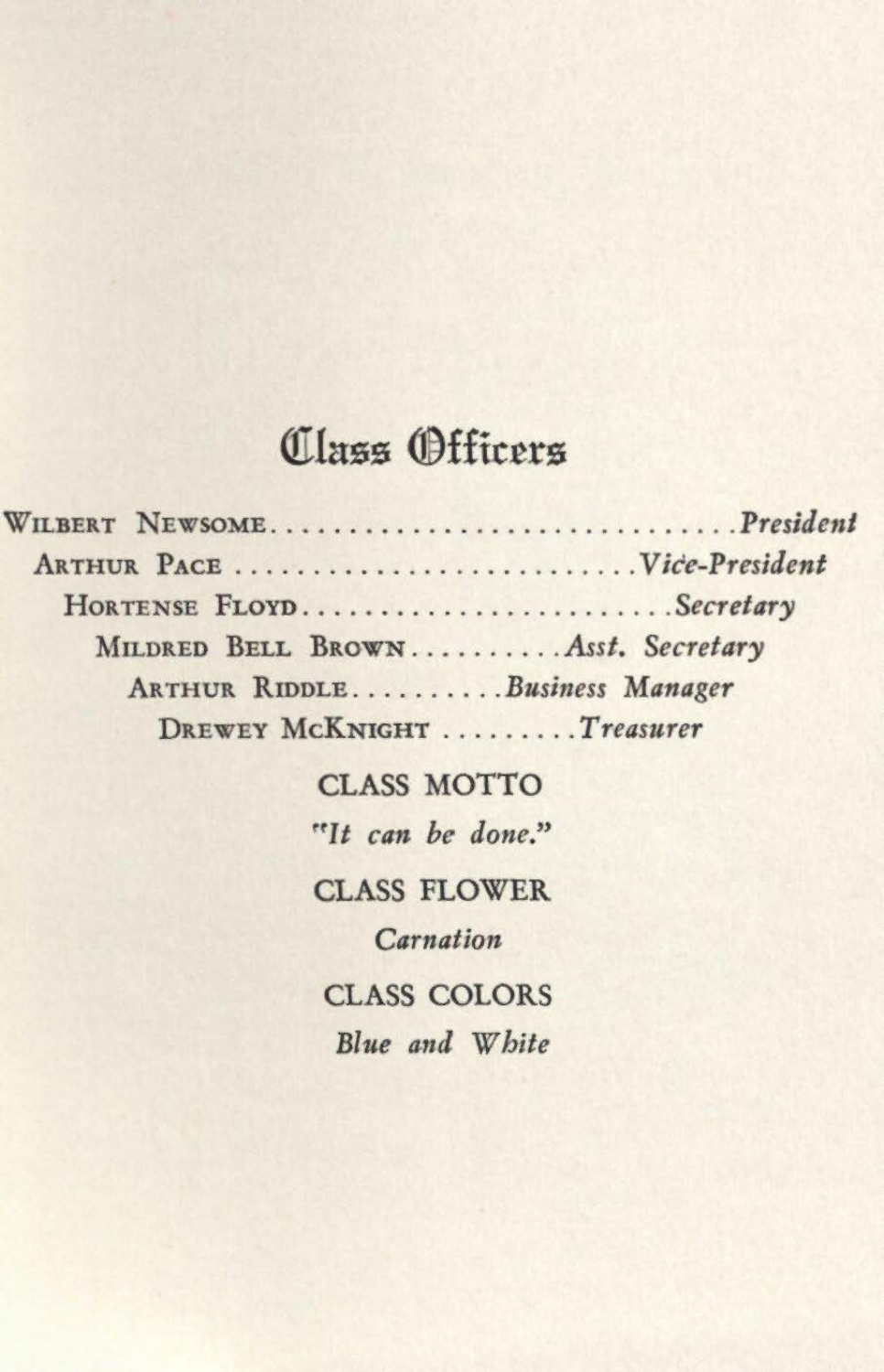# Class Officers

WILBERT NEWSOME.............................*President*

ARTHUR PACE.........................*Vice-President*

HORTENSE FLOYD.......................*Secretary*

MILDRED BELL BROWN..........*Asst. Secretary*

ARTHUR RIDDLE..........*Business Manager*

DREWEY McKNIGHT.........*Treasurer*

CLASS MOTTO

*"It can be done."*

CLASS FLOWER

*Carnation*

CLASS COLORS

*Blue and White*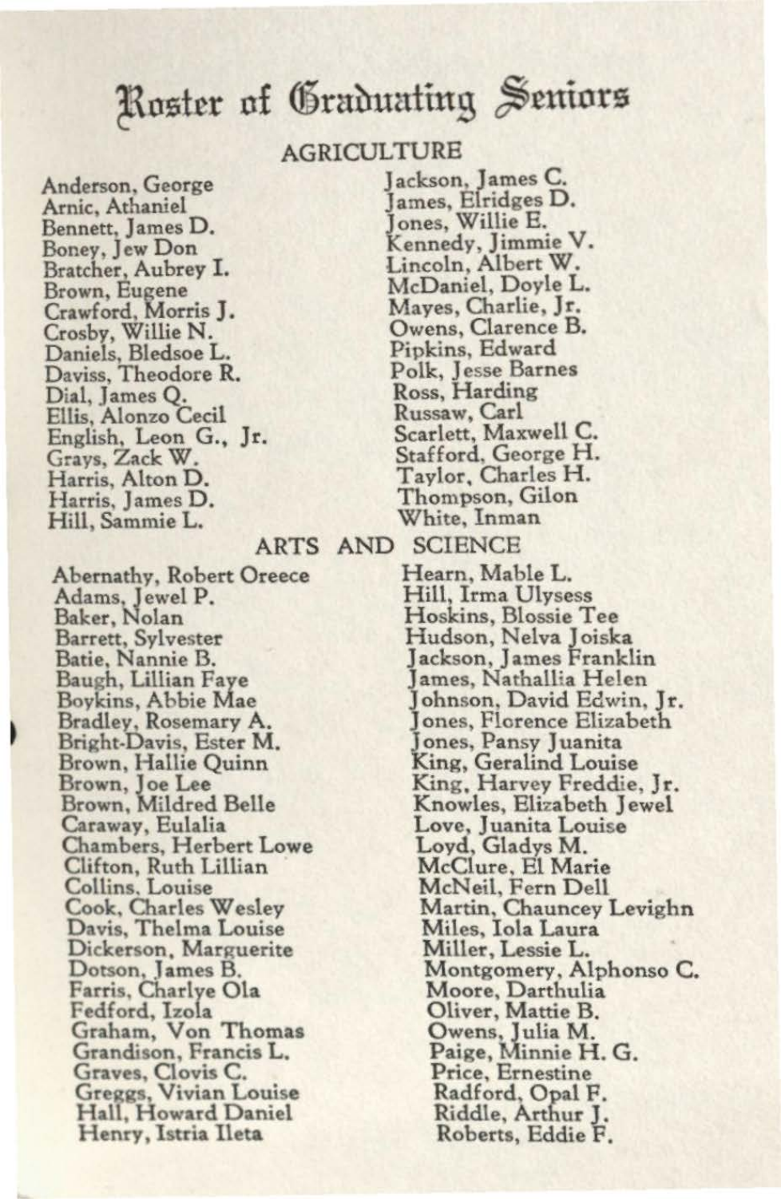# Roster of Graduating Seniors

## AGRICULTURE

Anderson, George
Arnic, Athaniel
Bennett, James D.
Boney, Jew Don
Bratcher, Aubrey I.
Brown, Eugene
Crawford, Morris J.
Crosby, Willie N.
Daniels, Bledsoe L.
Daviss, Theodore R.
Dial, James Q.
Ellis, Alonzo Cecil
English, Leon G., Jr.
Grays, Zack W.
Harris, Alton D.
Harris, James D.
Hill, Sammie L.
Jackson, James C.
James, Elridges D.
Jones, Willie E.
Kennedy, Jimmie V.
Lincoln, Albert W.
McDaniel, Doyle L.
Mayes, Charlie, Jr.
Owens, Clarence B.
Pipkins, Edward
Polk, Jesse Barnes
Ross, Harding
Russaw, Carl
Scarlett, Maxwell C.
Stafford, George H.
Taylor, Charles H.
Thompson, Gilon
White, Inman

## ARTS AND SCIENCE

Abernathy, Robert Oreece
Adams, Jewel P.
Baker, Nolan
Barrett, Sylvester
Batie, Nannie B.
Baugh, Lillian Faye
Boykins, Abbie Mae
Bradley, Rosemary A.
Bright-Davis, Ester M.
Brown, Hallie Quinn
Brown, Joe Lee
Brown, Mildred Belle
Caraway, Eulalia
Chambers, Herbert Lowe
Clifton, Ruth Lillian
Collins, Louise
Cook, Charles Wesley
Davis, Thelma Louise
Dickerson, Marguerite
Dotson, James B.
Farris, Charlye Ola
Fedford, Izola
Graham, Von Thomas
Grandison, Francis L.
Graves, Clovis C.
Greggs, Vivian Louise
Hall, Howard Daniel
Henry, Istria Ileta
Hearn, Mable L.
Hill, Irma Ulysess
Hoskins, Blossie Tee
Hudson, Nelva Joiska
Jackson, James Franklin
James, Nathallia Helen
Johnson, David Edwin, Jr.
Jones, Florence Elizabeth
Jones, Pansy Juanita
King, Geralind Louise
King, Harvey Freddie, Jr.
Knowles, Elizabeth Jewel
Love, Juanita Louise
Loyd, Gladys M.
McClure, El Marie
McNeil, Fern Dell
Martin, Chauncey Levighn
Miles, Iola Laura
Miller, Lessie L.
Montgomery, Alphonso C.
Moore, Darthulia
Oliver, Mattie B.
Owens, Julia M.
Paige, Minnie H. G.
Price, Ernestine
Radford, Opal F.
Riddle, Arthur J.
Roberts, Eddie F.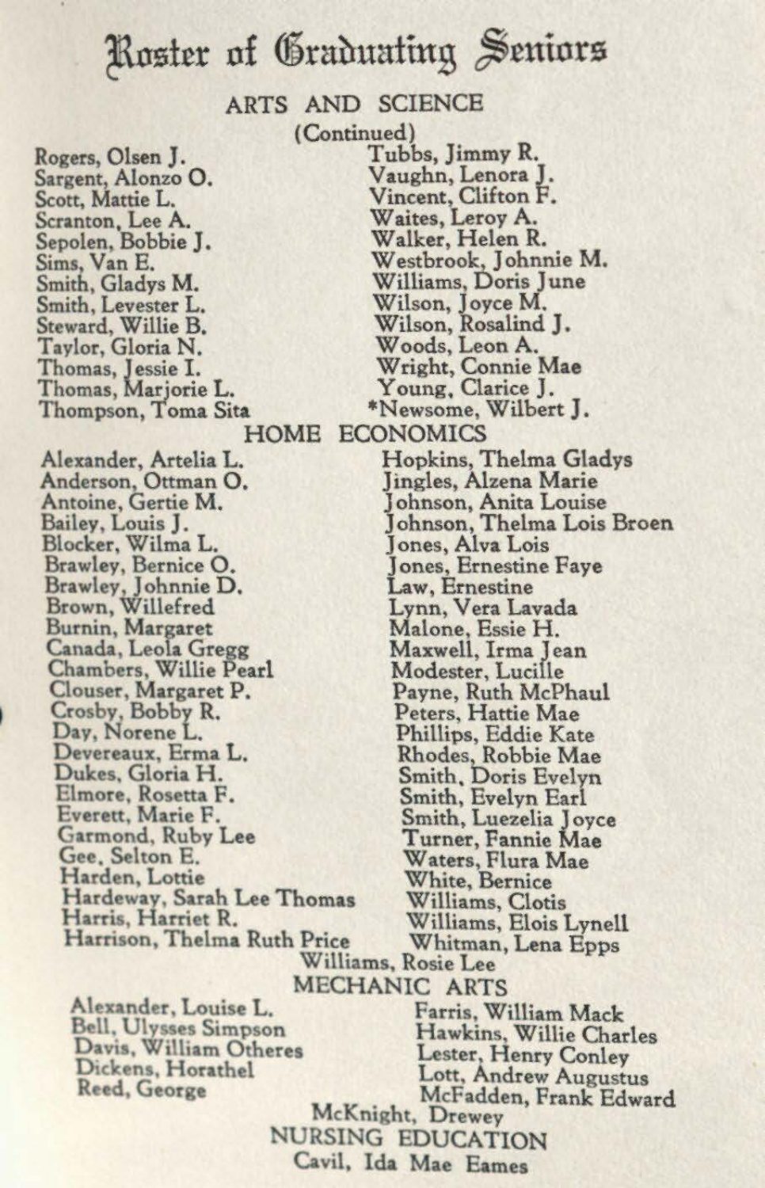# Roster of Graduating Seniors

## ARTS AND SCIENCE

(Continued)

Rogers, Olsen J.
Sargent, Alonzo O.
Scott, Mattie L.
Scranton, Lee A.
Sepolen, Bobbie J.
Sims, Van E.
Smith, Gladys M.
Smith, Levester L.
Steward, Willie B.
Taylor, Gloria N.
Thomas, Jessie I.
Thomas, Marjorie L.
Thompson, Toma Sita
Tubbs, Jimmy R.
Vaughn, Lenora J.
Vincent, Clifton F.
Waites, Leroy A.
Walker, Helen R.
Westbrook, Johnnie M.
Williams, Doris June
Wilson, Joyce M.
Wilson, Rosalind J.
Woods, Leon A.
Wright, Connie Mae
Young, Clarice J.
*Newsome, Wilbert J.

## HOME ECONOMICS

Alexander, Artelia L.
Anderson, Ottman O.
Antoine, Gertie M.
Bailey, Louis J.
Blocker, Wilma L.
Brawley, Bernice O.
Brawley, Johnnie D.
Brown, Willefred
Burnin, Margaret
Canada, Leola Gregg
Chambers, Willie Pearl
Clouser, Margaret P.
Crosby, Bobby R.
Day, Norene L.
Devereaux, Erma L.
Dukes, Gloria H.
Elmore, Rosetta F.
Everett, Marie F.
Garmond, Ruby Lee
Gee, Selton E.
Harden, Lottie
Hardeway, Sarah Lee Thomas
Harris, Harriet R.
Harrison, Thelma Ruth Price
Hopkins, Thelma Gladys
Jingles, Alzena Marie
Johnson, Anita Louise
Johnson, Thelma Lois Broen
Jones, Alva Lois
Jones, Ernestine Faye
Law, Ernestine
Lynn, Vera Lavada
Malone, Essie H.
Maxwell, Irma Jean
Modester, Lucille
Payne, Ruth McPhaul
Peters, Hattie Mae
Phillips, Eddie Kate
Rhodes, Robbie Mae
Smith, Doris Evelyn
Smith, Evelyn Earl
Smith, Luezelia Joyce
Turner, Fannie Mae
Waters, Flura Mae
White, Bernice
Williams, Clotis
Williams, Elois Lynell
Whitman, Lena Epps
Williams, Rosie Lee

## MECHANIC ARTS

Alexander, Louise L.
Bell, Ulysses Simpson
Davis, William Otheres
Dickens, Horathel
Reed, George
Farris, William Mack
Hawkins, Willie Charles
Lester, Henry Conley
Lott, Andrew Augustus
McFadden, Frank Edward
McKnight, Drewey

## NURSING EDUCATION

Cavil, Ida Mae Eames